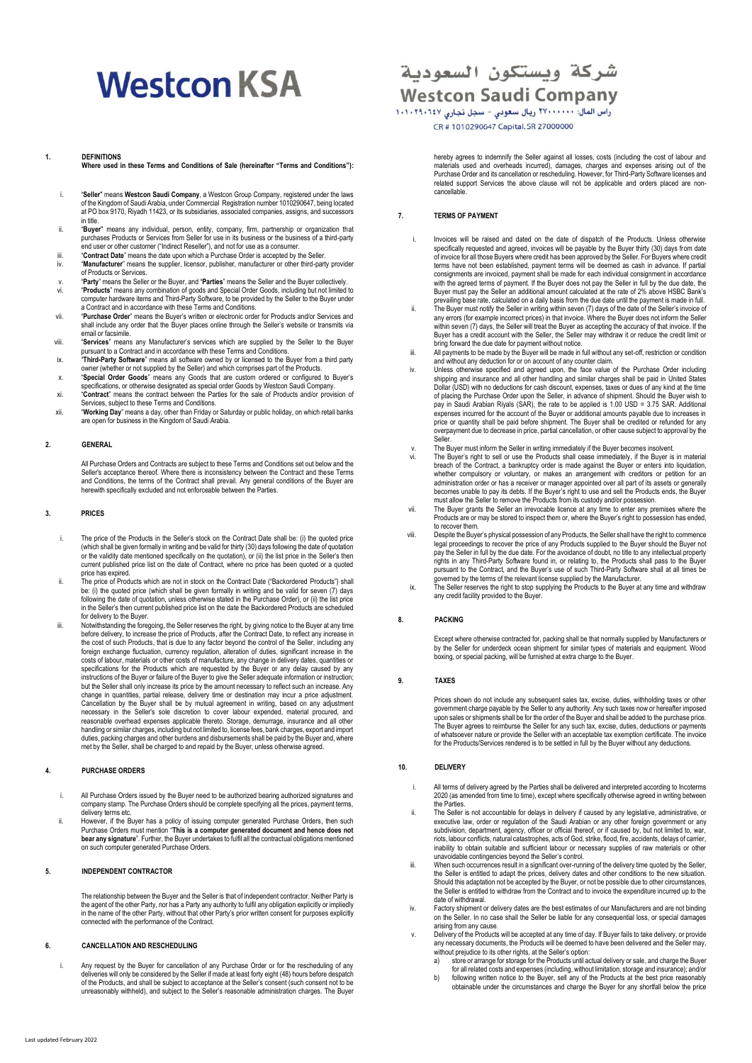# Westcon KSA

شركة ويستكون السعودية

**Westcon Saudi Company**

راس المال: ٢٧٠٠٠٠٠٠ ريال سعودي - سجل تجاري ١٠١٠٢٩٠٦٤٧

CR # 1010290647 Capital.SR 27000000

## 1. DEFINITIONS

**Where used in these Terms and Conditions of Sale (hereinafter "Terms and Conditions"):**

i. "**Seller**" means **Westcon Saudi Company**, a Westcon Group Company, registered under the laws of the Kingdom of Saudi Arabia, under Commercial Registration number 1010290647, being located at PO box 9170, Riyadh 11423, or its subsidiaries, associated companies, assigns, and successors in title.

ii. "**Buyer**" means any individual, person, entity, company, firm, partnership or organization that purchases Products or Services from Seller for use in its business or the business of a third-party end user or other customer ("Indirect Reseller"), and not for use as a consumer.

iii. "**Contract Date**" means the date upon which a Purchase Order is accepted by the Seller.

iv. "**Manufacturer**" means the supplier, licensor, publisher, manufacturer or other third-party provider of Products or Services.

v. "**Party**" means the Seller or the Buyer, and "**Parties**" means the Seller and the Buyer collectively.

vi. "**Products**" means any combination of goods and Special Order Goods, including but not limited to computer hardware items and Third-Party Software, to be provided by the Seller to the Buyer under a Contract and in accordance with these Terms and Conditions.

vii. "**Purchase Order**" means the Buyer's written or electronic order for Products and/or Services and shall include any order that the Buyer places online through the Seller's website or transmits via email or facsimile.

viii. "**Services**" means any Manufacturer's services which are supplied by the Seller to the Buyer pursuant to a Contract and in accordance with these Terms and Conditions.

ix. "**Third-Party Software**" means all software owned by or licensed to the Buyer from a third party owner (whether or not supplied by the Seller) and which comprises part of the Products.

x. "**Special Order Goods**" means any Goods that are custom ordered or configured to Buyer's specifications, or otherwise designated as special order Goods by Westcon Saudi Company.

xi. "**Contract**" means the contract between the Parties for the sale of Products and/or provision of Services, subject to these Terms and Conditions.

xii. "**Working Day**" means a day, other than Friday or Saturday or public holiday, on which retail banks are open for business in the Kingdom of Saudi Arabia.

## 2. GENERAL

All Purchase Orders and Contracts are subject to these Terms and Conditions set out below and the Seller's acceptance thereof. Where there is inconsistency between the Contract and these Terms and Conditions, the terms of the Contract shall prevail. Any general conditions of the Buyer are herewith specifically excluded and not enforceable between the Parties.

## 3. PRICES

i. The price of the Products in the Seller's stock on the Contract Date shall be: (i) the quoted price (which shall be given formally in writing and be valid for thirty (30) days following the date of quotation or the validity date mentioned specifically on the quotation), or (ii) the list price in the Seller's then current published price list on the date of Contract, where no price has been quoted or a quoted price has expired.

ii. The price of Products which are not in stock on the Contract Date ("Backordered Products") shall be: (i) the quoted price (which shall be given formally in writing and be valid for seven (7) days following the date of quotation, unless otherwise stated in the Purchase Order), or (ii) the list price in the Seller's then current published price list on the date the Backordered Products are scheduled for delivery to the Buyer.

iii. Notwithstanding the foregoing, the Seller reserves the right, by giving notice to the Buyer at any time before delivery, to increase the price of Products, after the Contract Date, to reflect any increase in the cost of such Products, that is due to any factor beyond the control of the Seller, including any foreign exchange fluctuation, currency regulation, alteration of duties, significant increase in the costs of labour, materials or other costs of manufacture, any change in delivery dates, quantities or specifications for the Products which are requested by the Buyer or any delay caused by any instructions of the Buyer or failure of the Buyer to give the Seller adequate information or instruction; but the Seller shall only increase its price by the amount necessary to reflect such an increase. Any change in quantities, partial release, delivery time or destination may incur a price adjustment. Cancellation by the Buyer shall be by mutual agreement in writing, based on any adjustment necessary in the Seller's sole discretion to cover labour expended, material procured, and reasonable overhead expenses applicable thereto. Storage, demurrage, insurance and all other handling or similar charges, including but not limited to, license fees, bank charges, export and import duties, packing charges and other burdens and disbursements shall be paid by the Buyer and, where met by the Seller, shall be charged to and repaid by the Buyer, unless otherwise agreed.

## 4. PURCHASE ORDERS

i. All Purchase Orders issued by the Buyer need to be authorized bearing authorized signatures and company stamp. The Purchase Orders should be complete specifying all the prices, payment terms, delivery terms etc.

ii. However, if the Buyer has a policy of issuing computer generated Purchase Orders, then such Purchase Orders must mention "**This is a computer generated document and hence does not bear any signature**". Further, the Buyer undertakes to fulfil all the contractual obligations mentioned on such computer generated Purchase Orders.

## 5. INDEPENDENT CONTRACTOR

The relationship between the Buyer and the Seller is that of independent contractor. Neither Party is the agent of the other Party, nor has a Party any authority to fulfil any obligation explicitly or impliedly in the name of the other Party, without that other Party's prior written consent for purposes explicitly connected with the performance of the Contract.

## 6. CANCELLATION AND RESCHEDULING

i. Any request by the Buyer for cancellation of any Purchase Order or for the rescheduling of any deliveries will only be considered by the Seller if made at least forty eight (48) hours before despatch of the Products, and shall be subject to acceptance at the Seller's consent (such consent not to be unreasonably withheld), and subject to the Seller's reasonable administration charges. The Buyer hereby agrees to indemnify the Seller against all losses, costs (including the cost of labour and materials used and overheads incurred), damages, charges and expenses arising out of the Purchase Order and its cancellation or rescheduling. However, for Third-Party Software licenses and related support Services the above clause will not be applicable and orders placed are non-cancellable.

## 7. TERMS OF PAYMENT

i. Invoices will be raised and dated on the date of dispatch of the Products. Unless otherwise specifically requested and agreed, invoices will be payable by the Buyer thirty (30) days from date of invoice for all those Buyers where credit has been approved by the Seller. For Buyers where credit terms have not been established, payment terms will be deemed as cash in advance. If partial consignments are invoiced, payment shall be made for each individual consignment in accordance with the agreed terms of payment. If the Buyer does not pay the Seller in full by the due date, the Buyer must pay the Seller an additional amount calculated at the rate of 2% above HSBC Bank's prevailing base rate, calculated on a daily basis from the due date until the payment is made in full.

ii. The Buyer must notify the Seller in writing within seven (7) days of the date of the Seller's invoice of any errors (for example incorrect prices) in that invoice. Where the Buyer does not inform the Seller within seven (7) days, the Seller will treat the Buyer as accepting the accuracy of that invoice. If the Buyer has a credit account with the Seller, the Seller may withdraw it or reduce the credit limit or bring forward the due date for payment without notice.

iii. All payments to be made by the Buyer will be made in full without any set-off, restriction or condition and without any deduction for or on account of any counter claim.

iv. Unless otherwise specified and agreed upon, the face value of the Purchase Order including shipping and insurance and all other handling and similar charges shall be paid in United States Dollar (USD) with no deductions for cash discount, expenses, taxes or dues of any kind at the time of placing the Purchase Order upon the Seller, in advance of shipment. Should the Buyer wish to pay in Saudi Arabian Riyals (SAR), the rate to be applied is 1.00 USD = 3.75 SAR. Additional expenses incurred for the account of the Buyer or additional amounts payable due to increases in price or quantity shall be paid before shipment. The Buyer shall be credited or refunded for any overpayment due to decrease in price, partial cancellation, or other cause subject to approval by the Seller.

v. The Buyer must inform the Seller in writing immediately if the Buyer becomes insolvent.

vi. The Buyer's right to sell or use the Products shall cease immediately, if the Buyer is in material breach of the Contract, a bankruptcy order is made against the Buyer or enters into liquidation, whether compulsory or voluntary, or makes an arrangement with creditors or petition for an administration order or has a receiver or manager appointed over all part of its assets or generally becomes unable to pay its debts. If the Buyer's right to use and sell the Products ends, the Buyer must allow the Seller to remove the Products from its custody and/or possession.

vii. The Buyer grants the Seller an irrevocable licence at any time to enter any premises where the Products are or may be stored to inspect them or, where the Buyer's right to possession has ended, to recover them.

viii. Despite the Buyer's physical possession of any Products, the Seller shall have the right to commence legal proceedings to recover the price of any Products supplied to the Buyer should the Buyer not pay the Seller in full by the due date. For the avoidance of doubt, no title to any intellectual property rights in any Third-Party Software found in, or relating to, the Products shall pass to the Buyer pursuant to the Contract, and the Buyer's use of such Third-Party Software shall at all times be governed by the terms of the relevant license supplied by the Manufacturer.

ix. The Seller reserves the right to stop supplying the Products to the Buyer at any time and withdraw any credit facility provided to the Buyer.

## 8. PACKING

Except where otherwise contracted for, packing shall be that normally supplied by Manufacturers or by the Seller for underdeck ocean shipment for similar types of materials and equipment. Wood boxing, or special packing, will be furnished at extra charge to the Buyer.

## 9. TAXES

Prices shown do not include any subsequent sales tax, excise, duties, withholding taxes or other government charge payable by the Seller to any authority. Any such taxes now or hereafter imposed upon sales or shipments shall be for the order of the Buyer and shall be added to the purchase price. The Buyer agrees to reimburse the Seller for any such tax, excise, duties, deductions or payments of whatsoever nature or provide the Seller with an acceptable tax exemption certificate. The invoice for the Products/Services rendered is to be settled in full by the Buyer without any deductions.

## 10. DELIVERY

i. All terms of delivery agreed by the Parties shall be delivered and interpreted according to Incoterms 2020 (as amended from time to time), except where specifically otherwise agreed in writing between the Parties.

ii. The Seller is not accountable for delays in delivery if caused by any legislative, administrative, or executive law, order or regulation of the Saudi Arabian or any other foreign government or any subdivision, department, agency, officer or official thereof, or if caused by, but not limited to, war, riots, labour conflicts, natural catastrophes, acts of God, strike, flood, fire, accidents, delays of carrier, inability to obtain suitable and sufficient labour or necessary supplies of raw materials or other unavoidable contingencies beyond the Seller's control.

iii. When such occurrences result in a significant over-running of the delivery time quoted by the Seller, the Seller is entitled to adapt the prices, delivery dates and other conditions to the new situation. Should this adaptation not be accepted by the Buyer, or not be possible due to other circumstances, the Seller is entitled to withdraw from the Contract and to invoice the expenditure incurred up to the date of withdrawal.

iv. Factory shipment or delivery dates are the best estimates of our Manufacturers and are not binding on the Seller. In no case shall the Seller be liable for any consequential loss, or special damages arising from any cause.

v. Delivery of the Products will be accepted at any time of day. If Buyer fails to take delivery, or provide any necessary documents, the Products will be deemed to have been delivered and the Seller may, without prejudice to its other rights, at the Seller's option:

a) store or arrange for storage for the Products until actual delivery or sale, and charge the Buyer for all related costs and expenses (including, without limitation, storage and insurance); and/or

b) following written notice to the Buyer, sell any of the Products at the best price reasonably obtainable under the circumstances and charge the Buyer for any shortfall below the price

Last updated February 2022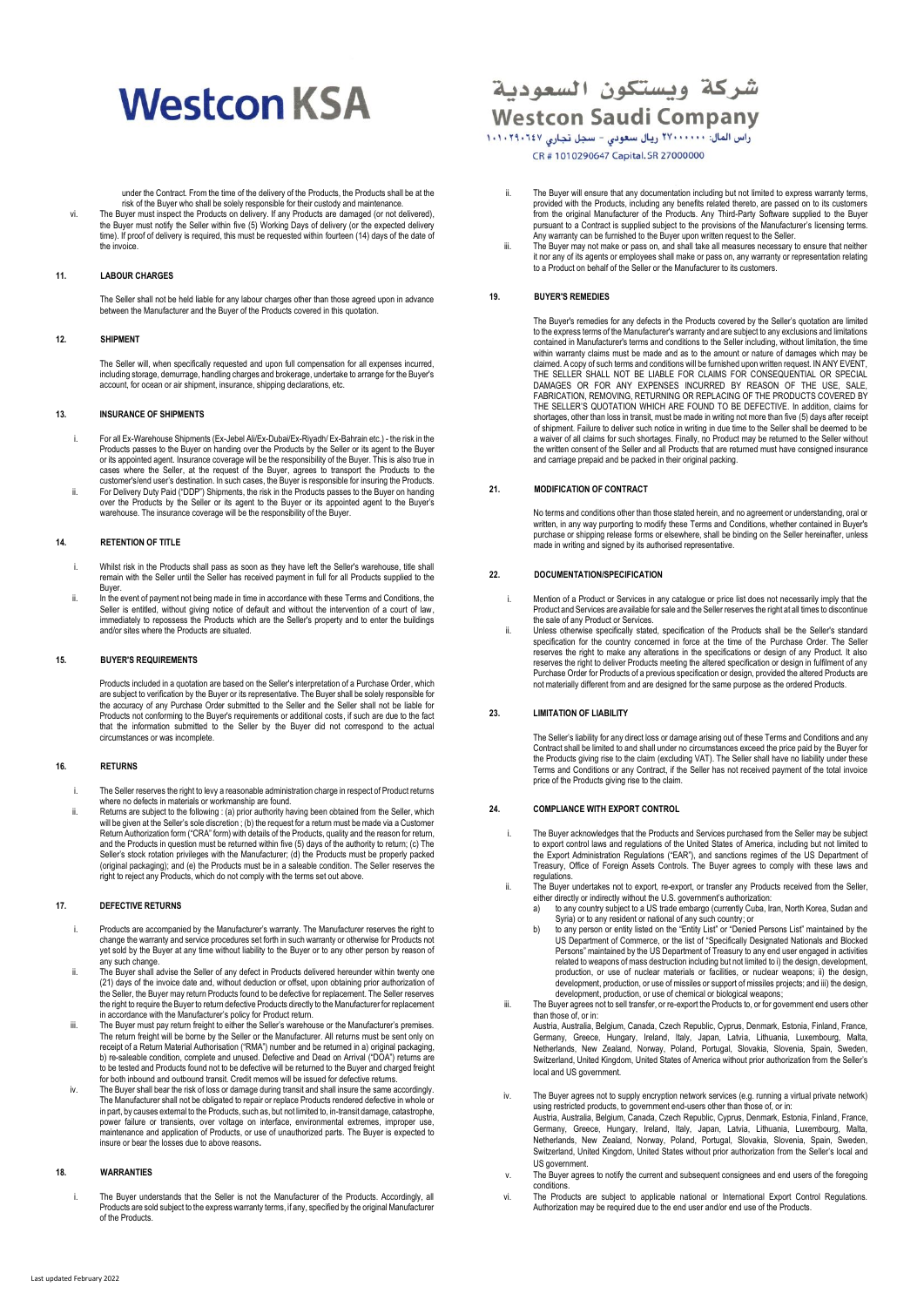under the Contract. From the time of the delivery of the Products, the Products shall be at the risk of the Buyer who shall be solely responsible for their custody and maintenance.

vi. The Buyer must inspect the Products on delivery. If any Products are damaged (or not delivered), the Buyer must notify the Seller within five (5) Working Days of delivery (or the expected delivery time). If proof of delivery is required, this must be requested within fourteen (14) days of the date of the invoice.

## 11. LABOUR CHARGES

The Seller shall not be held liable for any labour charges other than those agreed upon in advance between the Manufacturer and the Buyer of the Products covered in this quotation.

## 12. SHIPMENT

The Seller will, when specifically requested and upon full compensation for all expenses incurred, including storage, demurrage, handling charges and brokerage, undertake to arrange for the Buyer's account, for ocean or air shipment, insurance, shipping declarations, etc.

## 13. INSURANCE OF SHIPMENTS

i. For all Ex-Warehouse Shipments (Ex-Jebel Ali/Ex-Dubai/Ex-Riyadh/ Ex-Bahrain etc.) - the risk in the Products passes to the Buyer on handing over the Products by the Seller or its agent to the Buyer or its appointed agent. Insurance coverage will be the responsibility of the Buyer. This is also true in cases where the Seller, at the request of the Buyer, agrees to transport the Products to the customer's/end user's destination. In such cases, the Buyer is responsible for insuring the Products.

ii. For Delivery Duty Paid ("DDP") Shipments, the risk in the Products passes to the Buyer on handing over the Products by the Seller or its agent to the Buyer or its appointed agent to the Buyer's warehouse. The insurance coverage will be the responsibility of the Buyer.

## 14. RETENTION OF TITLE

i. Whilst risk in the Products shall pass as soon as they have left the Seller's warehouse, title shall remain with the Seller until the Seller has received payment in full for all Products supplied to the Buyer.

ii. In the event of payment not being made in time in accordance with these Terms and Conditions, the Seller is entitled, without giving notice of default and without the intervention of a court of law, immediately to repossess the Products which are the Seller's property and to enter the buildings and/or sites where the Products are situated.

## 15. BUYER'S REQUIREMENTS

Products included in a quotation are based on the Seller's interpretation of a Purchase Order, which are subject to verification by the Buyer or its representative. The Buyer shall be solely responsible for the accuracy of any Purchase Order submitted to the Seller and the Seller shall not be liable for Products not conforming to the Buyer's requirements or additional costs, if such are due to the fact that the information submitted to the Seller by the Buyer did not correspond to the actual circumstances or was incomplete.

## 16. RETURNS

i. The Seller reserves the right to levy a reasonable administration charge in respect of Product returns where no defects in materials or workmanship are found.

ii. Returns are subject to the following : (a) prior authority having been obtained from the Seller, which will be given at the Seller's sole discretion ; (b) the request for a return must be made via a Customer Return Authorization form ("CRA" form) with details of the Products, quality and the reason for return, and the Products in question must be returned within five (5) days of the authority to return; (c) The Seller's stock rotation privileges with the Manufacturer; (d) the Products must be properly packed (original packaging); and (e) the Products must be in a saleable condition. The Seller reserves the right to reject any Products, which do not comply with the terms set out above.

## 17. DEFECTIVE RETURNS

i. Products are accompanied by the Manufacturer's warranty. The Manufacturer reserves the right to change the warranty and service procedures set forth in such warranty or otherwise for Products not yet sold by the Buyer at any time without liability to the Buyer or to any other person by reason of any such change.

ii. The Buyer shall advise the Seller of any defect in Products delivered hereunder within twenty one (21) days of the invoice date and, without deduction or offset, upon obtaining prior authorization of the Seller, the Buyer may return Products found to be defective for replacement. The Seller reserves the right to require the Buyer to return defective Products directly to the Manufacturer for replacement in accordance with the Manufacturer's policy for Product return.

iii. The Buyer must pay return freight to either the Seller's warehouse or the Manufacturer's premises. The return freight will be borne by the Seller or the Manufacturer. All returns must be sent only on receipt of a Return Material Authorisation ("RMA") number and be returned in a) original packaging, b) re-saleable condition, complete and unused. Defective and Dead on Arrival ("DOA") returns are to be tested and Products found not to be defective will be returned to the Buyer and charged freight for both inbound and outbound transit. Credit memos will be issued for defective returns.

iv. The Buyer shall bear the risk of loss or damage during transit and shall insure the same accordingly. The Manufacturer shall not be obligated to repair or replace Products rendered defective in whole or in part, by causes external to the Products, such as, but not limited to, in-transit damage, catastrophe, power failure or transients, over voltage on interface, environmental extremes, improper use, maintenance and application of Products, or use of unauthorized parts. The Buyer is expected to insure or bear the losses due to above reasons.

## 18. WARRANTIES

i. The Buyer understands that the Seller is not the Manufacturer of the Products. Accordingly, all Products are sold subject to the express warranty terms, if any, specified by the original Manufacturer of the Products.

ii. The Buyer will ensure that any documentation including but not limited to express warranty terms, provided with the Products, including any benefits related thereto, are passed on to its customers from the original Manufacturer of the Products. Any Third-Party Software supplied to the Buyer pursuant to a Contract is supplied subject to the provisions of the Manufacturer's licensing terms. Any warranty can be furnished to the Buyer upon written request to the Seller.

iii. The Buyer may not make or pass on, and shall take all measures necessary to ensure that neither it nor any of its agents or employees shall make or pass on, any warranty or representation relating to a Product on behalf of the Seller or the Manufacturer to its customers.

## 19. BUYER'S REMEDIES

The Buyer's remedies for any defects in the Products covered by the Seller's quotation are limited to the express terms of the Manufacturer's warranty and are subject to any exclusions and limitations contained in Manufacturer's terms and conditions to the Seller including, without limitation, the time within warranty claims must be made and as to the amount or nature of damages which may be claimed. A copy of such terms and conditions will be furnished upon written request. IN ANY EVENT, THE SELLER SHALL NOT BE LIABLE FOR CLAIMS FOR CONSEQUENTIAL OR SPECIAL DAMAGES OR FOR ANY EXPENSES INCURRED BY REASON OF THE USE, SALE, FABRICATION, REMOVING, RETURNING OR REPLACING OF THE PRODUCTS COVERED BY THE SELLER'S QUOTATION WHICH ARE FOUND TO BE DEFECTIVE. In addition, claims for shortages, other than loss in transit, must be made in writing not more than five (5) days after receipt of shipment. Failure to deliver such notice in writing in due time to the Seller shall be deemed to be a waiver of all claims for such shortages. Finally, no Product may be returned to the Seller without the written consent of the Seller and all Products that are returned must have consigned insurance and carriage prepaid and be packed in their original packing.

## 21. MODIFICATION OF CONTRACT

No terms and conditions other than those stated herein, and no agreement or understanding, oral or written, in any way purporting to modify these Terms and Conditions, whether contained in Buyer's purchase or shipping release forms or elsewhere, shall be binding on the Seller hereinafter, unless made in writing and signed by its authorised representative.

## 22. DOCUMENTATION/SPECIFICATION

i. Mention of a Product or Services in any catalogue or price list does not necessarily imply that the Product and Services are available for sale and the Seller reserves the right at all times to discontinue the sale of any Product or Services.

ii. Unless otherwise specifically stated, specification of the Products shall be the Seller's standard specification for the country concerned in force at the time of the Purchase Order. The Seller reserves the right to make any alterations in the specifications or design of any Product. It also reserves the right to deliver Products meeting the altered specification or design in fulfilment of any Purchase Order for Products of a previous specification or design, provided the altered Products are not materially different from and are designed for the same purpose as the ordered Products.

## 23. LIMITATION OF LIABILITY

The Seller's liability for any direct loss or damage arising out of these Terms and Conditions and any Contract shall be limited to and shall under no circumstances exceed the price paid by the Buyer for the Products giving rise to the claim (excluding VAT). The Seller shall have no liability under these Terms and Conditions or any Contract, if the Seller has not received payment of the total invoice price of the Products giving rise to the claim.

## 24. COMPLIANCE WITH EXPORT CONTROL

i. The Buyer acknowledges that the Products and Services purchased from the Seller may be subject to export control laws and regulations of the United States of America, including but not limited to the Export Administration Regulations ("EAR"), and sanctions regimes of the US Department of Treasury, Office of Foreign Assets Controls. The Buyer agrees to comply with these laws and regulations.

ii. The Buyer undertakes not to export, re-export, or transfer any Products received from the Seller, either directly or indirectly without the U.S. government's authorization:
   a) to any country subject to a US trade embargo (currently Cuba, Iran, North Korea, Sudan and Syria) or to any resident or national of any such country; or
   b) to any person or entity listed on the "Entity List" or "Denied Persons List" maintained by the US Department of Commerce, or the list of "Specifically Designated Nationals and Blocked Persons" maintained by the US Department of Treasury to any end user engaged in activities related to weapons of mass destruction including but not limited to i) the design, development, production, or use of nuclear materials or facilities, or nuclear weapons; ii) the design, development, production, or use of missiles or support of missiles projects; and iii) the design, development, production, or use of chemical or biological weapons;

iii. The Buyer agrees not to sell transfer, or re-export the Products to, or for government end users other than those of, or in:
Austria, Australia, Belgium, Canada, Czech Republic, Cyprus, Denmark, Estonia, Finland, France, Germany, Greece, Hungary, Ireland, Italy, Japan, Latvia, Lithuania, Luxembourg, Malta, Netherlands, New Zealand, Norway, Poland, Portugal, Slovakia, Slovenia, Spain, Sweden, Switzerland, United Kingdom, United States of America without prior authorization from the Seller's local and US government.

iv. The Buyer agrees not to supply encryption network services (e.g. running a virtual private network) using restricted products, to government end-users other than those of, or in:
Austria, Australia, Belgium, Canada, Czech Republic, Cyprus, Denmark, Estonia, Finland, France, Germany, Greece, Hungary, Ireland, Italy, Japan, Latvia, Lithuania, Luxembourg, Malta, Netherlands, New Zealand, Norway, Poland, Portugal, Slovakia, Slovenia, Spain, Sweden, Switzerland, United Kingdom, United States without prior authorization from the Seller's local and US government.

v. The Buyer agrees to notify the current and subsequent consignees and end users of the foregoing conditions.

vi. The Products are subject to applicable national or International Export Control Regulations. Authorization may be required due to the end user and/or end use of the Products.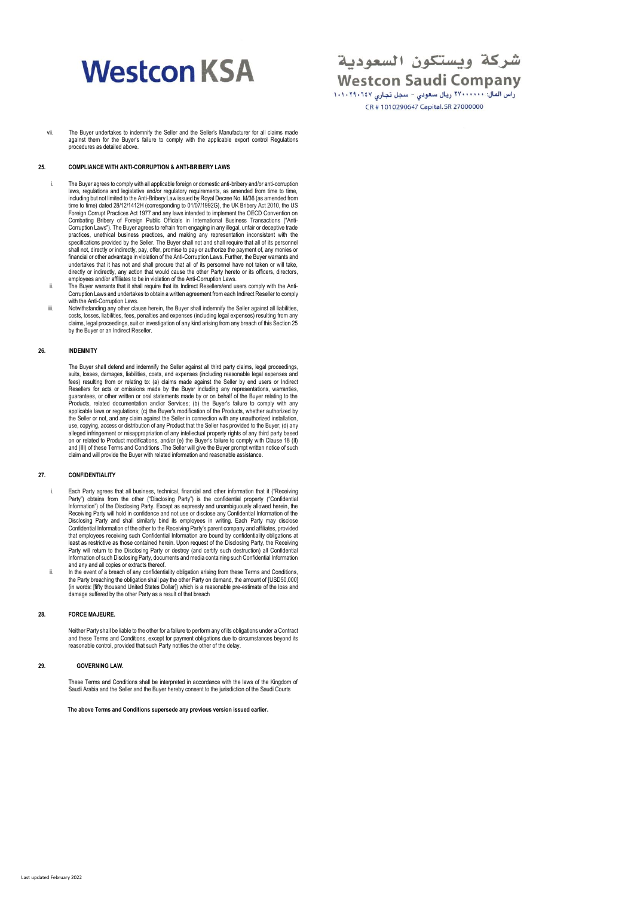vii. The Buyer undertakes to indemnify the Seller and the Seller's Manufacturer for all claims made against them for the Buyer's failure to comply with the applicable export control Regulations procedures as detailed above.

**25. COMPLIANCE WITH ANTI-CORRUPTION & ANTI-BRIBERY LAWS**

i. The Buyer agrees to comply with all applicable foreign or domestic anti-bribery and/or anti-corruption laws, regulations and legislative and/or regulatory requirements, as amended from time to time, including but not limited to the Anti-Bribery Law issued by Royal Decree No. M/36 (as amended from time to time) dated 28/12/1412H (corresponding to 01/07/1992G), the UK Bribery Act 2010, the US Foreign Corrupt Practices Act 1977 and any laws intended to implement the OECD Convention on Combating Bribery of Foreign Public Officials in International Business Transactions ("Anti-Corruption Laws"). The Buyer agrees to refrain from engaging in any illegal, unfair or deceptive trade practices, unethical business practices, and making any representation inconsistent with the specifications provided by the Seller. The Buyer shall not and shall require that all of its personnel shall not, directly or indirectly, pay, offer, promise to pay or authorize the payment of, any monies or financial or other advantage in violation of the Anti-Corruption Laws. Further, the Buyer warrants and undertakes that it has not and shall procure that all of its personnel have not taken or will take, directly or indirectly, any action that would cause the other Party hereto or its officers, directors, employees and/or affiliates to be in violation of the Anti-Corruption Laws.

ii. The Buyer warrants that it shall require that its Indirect Resellers/end users comply with the Anti-Corruption Laws and undertakes to obtain a written agreement from each Indirect Reseller to comply with the Anti-Corruption Laws.

iii. Notwithstanding any other clause herein, the Buyer shall indemnify the Seller against all liabilities, costs, losses, liabilities, fees, penalties and expenses (including legal expenses) resulting from any claims, legal proceedings, suit or investigation of any kind arising from any breach of this Section 25 by the Buyer or an Indirect Reseller.

**26. INDEMNITY**

The Buyer shall defend and indemnify the Seller against all third party claims, legal proceedings, suits, losses, damages, liabilities, costs, and expenses (including reasonable legal expenses and fees) resulting from or relating to: (a) claims made against the Seller by end users or Indirect Resellers for acts or omissions made by the Buyer including any representations, warranties, guarantees, or other written or oral statements made by or on behalf of the Buyer relating to the Products, related documentation and/or Services; (b) the Buyer's failure to comply with any applicable laws or regulations; (c) the Buyer's modification of the Products, whether authorized by the Seller or not, and any claim against the Seller in connection with any unauthorized installation, use, copying, access or distribution of any Product that the Seller has provided to the Buyer; (d) any alleged infringement or misappropriation of any intellectual property rights of any third party based on or related to Product modifications, and/or (e) the Buyer's failure to comply with Clause 18 (II) and (III) of these Terms and Conditions .The Seller will give the Buyer prompt written notice of such claim and will provide the Buyer with related information and reasonable assistance.

**27. CONFIDENTIALITY**

i. Each Party agrees that all business, technical, financial and other information that it ("Receiving Party") obtains from the other ("Disclosing Party") is the confidential property ("Confidential Information") of the Disclosing Party. Except as expressly and unambiguously allowed herein, the Receiving Party will hold in confidence and not use or disclose any Confidential Information of the Disclosing Party and shall similarly bind its employees in writing. Each Party may disclose Confidential Information of the other to the Receiving Party's parent company and affiliates, provided that employees receiving such Confidential Information are bound by confidentiality obligations at least as restrictive as those contained herein. Upon request of the Disclosing Party, the Receiving Party will return to the Disclosing Party or destroy (and certify such destruction) all Confidential Information of such Disclosing Party, documents and media containing such Confidential Information and any and all copies or extracts thereof.

ii. In the event of a breach of any confidentiality obligation arising from these Terms and Conditions, the Party breaching the obligation shall pay the other Party on demand, the amount of [USD50,000] (in words: [fifty thousand United States Dollar]) which is a reasonable pre-estimate of the loss and damage suffered by the other Party as a result of that breach

**28. FORCE MAJEURE.**

Neither Party shall be liable to the other for a failure to perform any of its obligations under a Contract and these Terms and Conditions, except for payment obligations due to circumstances beyond its reasonable control, provided that such Party notifies the other of the delay.

**29. GOVERNING LAW.**

These Terms and Conditions shall be interpreted in accordance with the laws of the Kingdom of Saudi Arabia and the Seller and the Buyer hereby consent to the jurisdiction of the Saudi Courts

**The above Terms and Conditions supersede any previous version issued earlier.**